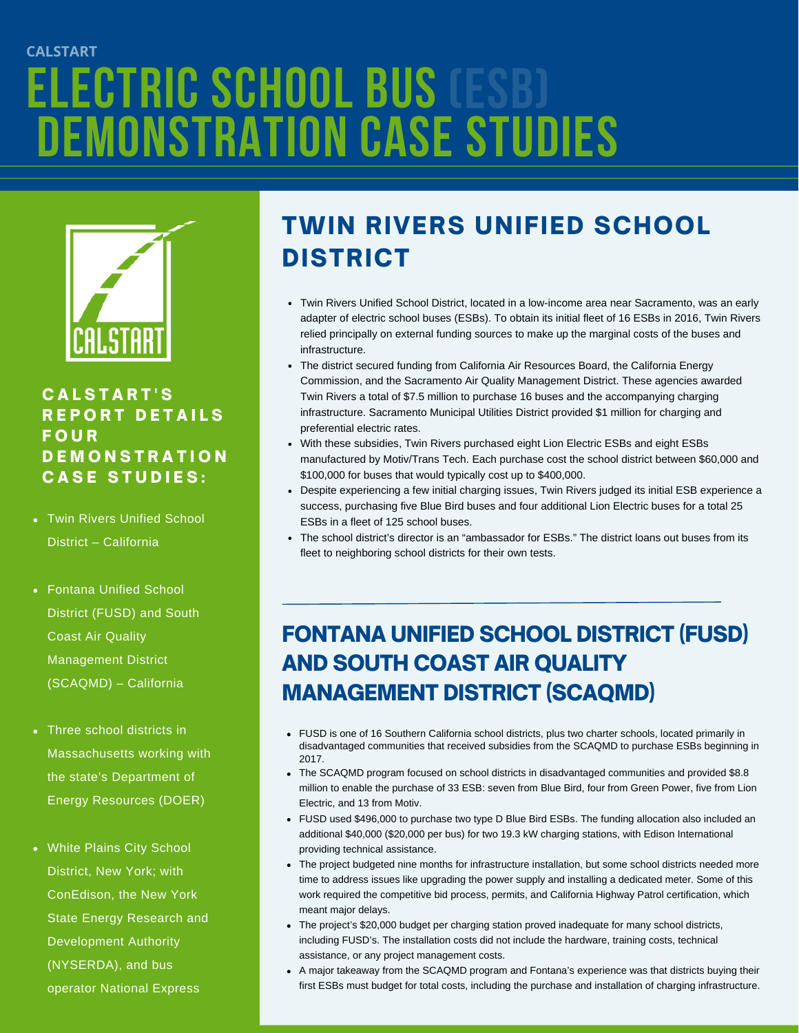CALSTART

# ELECTRIC SCHOOL BUS (ESB) DEMONSTRATION CASE STUDIES

**CALSTART'S REPORT DETAILS FOUR DEMONSTRATION CASE STUDIES:**

- Twin Rivers Unified School District – California
- Fontana Unified School District (FUSD) and South Coast Air Quality Management District (SCAQMD) – California
- Three school districts in Massachusetts working with the state's Department of Energy Resources (DOER)
- White Plains City School District, New York; with ConEdison, the New York State Energy Research and Development Authority (NYSERDA), and bus operator National Express

## TWIN RIVERS UNIFIED SCHOOL DISTRICT

- Twin Rivers Unified School District, located in a low-income area near Sacramento, was an early adapter of electric school buses (ESBs). To obtain its initial fleet of 16 ESBs in 2016, Twin Rivers relied principally on external funding sources to make up the marginal costs of the buses and infrastructure.
- The district secured funding from California Air Resources Board, the California Energy Commission, and the Sacramento Air Quality Management District. These agencies awarded Twin Rivers a total of $7.5 million to purchase 16 buses and the accompanying charging infrastructure. Sacramento Municipal Utilities District provided $1 million for charging and preferential electric rates.
- With these subsidies, Twin Rivers purchased eight Lion Electric ESBs and eight ESBs manufactured by Motiv/Trans Tech. Each purchase cost the school district between $60,000 and $100,000 for buses that would typically cost up to $400,000.
- Despite experiencing a few initial charging issues, Twin Rivers judged its initial ESB experience a success, purchasing five Blue Bird buses and four additional Lion Electric buses for a total 25 ESBs in a fleet of 125 school buses.
- The school district's director is an "ambassador for ESBs." The district loans out buses from its fleet to neighboring school districts for their own tests.

## FONTANA UNIFIED SCHOOL DISTRICT (FUSD) AND SOUTH COAST AIR QUALITY MANAGEMENT DISTRICT (SCAQMD)

- FUSD is one of 16 Southern California school districts, plus two charter schools, located primarily in disadvantaged communities that received subsidies from the SCAQMD to purchase ESBs beginning in 2017.
- The SCAQMD program focused on school districts in disadvantaged communities and provided $8.8 million to enable the purchase of 33 ESB: seven from Blue Bird, four from Green Power, five from Lion Electric, and 13 from Motiv.
- FUSD used $496,000 to purchase two type D Blue Bird ESBs. The funding allocation also included an additional $40,000 ($20,000 per bus) for two 19.3 kW charging stations, with Edison International providing technical assistance.
- The project budgeted nine months for infrastructure installation, but some school districts needed more time to address issues like upgrading the power supply and installing a dedicated meter. Some of this work required the competitive bid process, permits, and California Highway Patrol certification, which meant major delays.
- The project's $20,000 budget per charging station proved inadequate for many school districts, including FUSD's. The installation costs did not include the hardware, training costs, technical assistance, or any project management costs.
- A major takeaway from the SCAQMD program and Fontana's experience was that districts buying their first ESBs must budget for total costs, including the purchase and installation of charging infrastructure.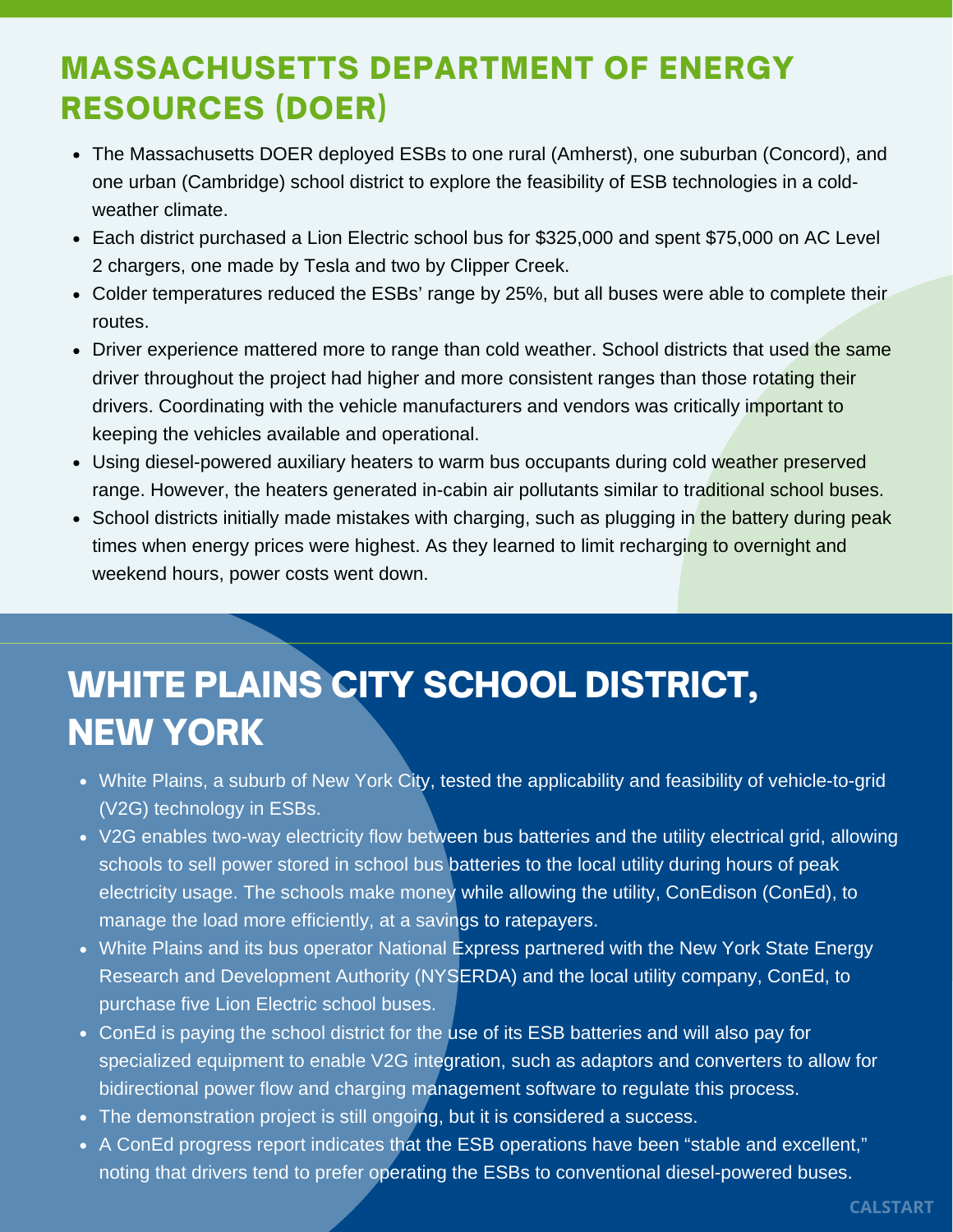## MASSACHUSETTS DEPARTMENT OF ENERGY RESOURCES (DOER)

- The Massachusetts DOER deployed ESBs to one rural (Amherst), one suburban (Concord), and one urban (Cambridge) school district to explore the feasibility of ESB technologies in a cold-weather climate.
- Each district purchased a Lion Electric school bus for $325,000 and spent $75,000 on AC Level 2 chargers, one made by Tesla and two by Clipper Creek.
- Colder temperatures reduced the ESBs' range by 25%, but all buses were able to complete their routes.
- Driver experience mattered more to range than cold weather. School districts that used the same driver throughout the project had higher and more consistent ranges than those rotating their drivers. Coordinating with the vehicle manufacturers and vendors was critically important to keeping the vehicles available and operational.
- Using diesel-powered auxiliary heaters to warm bus occupants during cold weather preserved range. However, the heaters generated in-cabin air pollutants similar to traditional school buses.
- School districts initially made mistakes with charging, such as plugging in the battery during peak times when energy prices were highest. As they learned to limit recharging to overnight and weekend hours, power costs went down.

## WHITE PLAINS CITY SCHOOL DISTRICT, NEW YORK

- White Plains, a suburb of New York City, tested the applicability and feasibility of vehicle-to-grid (V2G) technology in ESBs.
- V2G enables two-way electricity flow between bus batteries and the utility electrical grid, allowing schools to sell power stored in school bus batteries to the local utility during hours of peak electricity usage. The schools make money while allowing the utility, ConEdison (ConEd), to manage the load more efficiently, at a savings to ratepayers.
- White Plains and its bus operator National Express partnered with the New York State Energy Research and Development Authority (NYSERDA) and the local utility company, ConEd, to purchase five Lion Electric school buses.
- ConEd is paying the school district for the use of its ESB batteries and will also pay for specialized equipment to enable V2G integration, such as adaptors and converters to allow for bidirectional power flow and charging management software to regulate this process.
- The demonstration project is still ongoing, but it is considered a success.
- A ConEd progress report indicates that the ESB operations have been "stable and excellent," noting that drivers tend to prefer operating the ESBs to conventional diesel-powered buses.